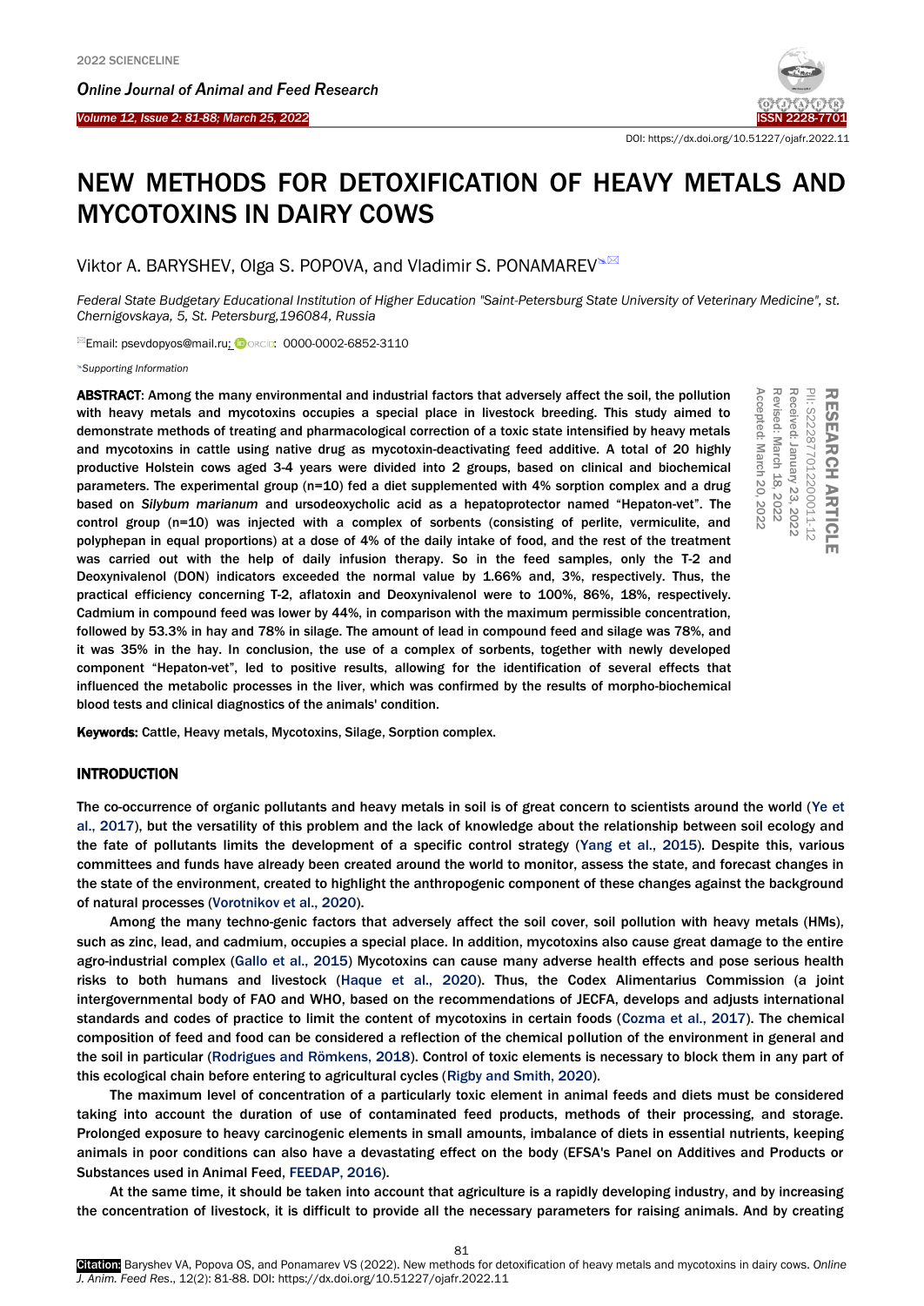DOI: https://dx.doi.org/10.51227/ojafr.2022.11

# NEW METHODS FOR DETOXIFICATION OF HEAVY METALS AND MYCOTOXINS IN DAIRY COWS

Viktor A. BARYSHEV, Olga S. POPOVA, and Vladimir S. PONAMAREV

*Federal State Budgetary Educational Institution of Higher Education "Saint-Petersburg State University of Veterinary Medicine", st. Chernigovskaya, 5, St. Petersburg,196084, Russia*

Email: psevdopyos@mail.ru; ORCID: 0000-0002-6852-3110

*Supporting Information*

RESEARCH ARTICLE
PII: S222877012200011-12
Received: January 23, 2022
Revised: March 18, 2022
Accepted: March 20, 2022

**ABSTRACT**: Among the many environmental and industrial factors that adversely affect the soil, the pollution with heavy metals and mycotoxins occupies a special place in livestock breeding. This study aimed to demonstrate methods of treating and pharmacological correction of a toxic state intensified by heavy metals and mycotoxins in cattle using native drug as mycotoxin-deactivating feed additive. A total of 20 highly productive Holstein cows aged 3-4 years were divided into 2 groups, based on clinical and biochemical parameters. The experimental group (n=10) fed a diet supplemented with 4% sorption complex and a drug based on *Silybum marianum* and ursodeoxycholic acid as a hepatoprotector named "Hepaton-vet". The control group (n=10) was injected with a complex of sorbents (consisting of perlite, vermiculite, and polyphepan in equal proportions) at a dose of 4% of the daily intake of food, and the rest of the treatment was carried out with the help of daily infusion therapy. So in the feed samples, only the T-2 and Deoxynivalenol (DON) indicators exceeded the normal value by 1.66% and, 3%, respectively. Thus, the practical efficiency concerning T-2, aflatoxin and Deoxynivalenol were to 100%, 86%, 18%, respectively. Cadmium in compound feed was lower by 44%, in comparison with the maximum permissible concentration, followed by 53.3% in hay and 78% in silage. The amount of lead in compound feed and silage was 78%, and it was 35% in the hay. In conclusion, the use of a complex of sorbents, together with newly developed component "Hepaton-vet", led to positive results, allowing for the identification of several effects that influenced the metabolic processes in the liver, which was confirmed by the results of morpho-biochemical blood tests and clinical diagnostics of the animals' condition.

**Keywords:** Cattle, Heavy metals, Mycotoxins, Silage, Sorption complex.

## INTRODUCTION

The co-occurrence of organic pollutants and heavy metals in soil is of great concern to scientists around the world (Ye et al., 2017), but the versatility of this problem and the lack of knowledge about the relationship between soil ecology and the fate of pollutants limits the development of a specific control strategy (Yang et al., 2015). Despite this, various committees and funds have already been created around the world to monitor, assess the state, and forecast changes in the state of the environment, created to highlight the anthropogenic component of these changes against the background of natural processes (Vorotnikov et al., 2020).

Among the many techno-genic factors that adversely affect the soil cover, soil pollution with heavy metals (HMs), such as zinc, lead, and cadmium, occupies a special place. In addition, mycotoxins also cause great damage to the entire agro-industrial complex (Gallo et al., 2015) Mycotoxins can cause many adverse health effects and pose serious health risks to both humans and livestock (Haque et al., 2020). Thus, the Codex Alimentarius Commission (a joint intergovernmental body of FAO and WHO, based on the recommendations of JECFA, develops and adjusts international standards and codes of practice to limit the content of mycotoxins in certain foods (Cozma et al., 2017). The chemical composition of feed and food can be considered a reflection of the chemical pollution of the environment in general and the soil in particular (Rodrigues and Römkens, 2018). Control of toxic elements is necessary to block them in any part of this ecological chain before entering to agricultural cycles (Rigby and Smith, 2020).

The maximum level of concentration of a particularly toxic element in animal feeds and diets must be considered taking into account the duration of use of contaminated feed products, methods of their processing, and storage. Prolonged exposure to heavy carcinogenic elements in small amounts, imbalance of diets in essential nutrients, keeping animals in poor conditions can also have a devastating effect on the body (EFSA's Panel on Additives and Products or Substances used in Animal Feed, FEEDAP, 2016).

At the same time, it should be taken into account that agriculture is a rapidly developing industry, and by increasing the concentration of livestock, it is difficult to provide all the necessary parameters for raising animals. And by creating

**Citation:** Baryshev VA, Popova OS, and Ponamarev VS (2022). New methods for detoxification of heavy metals and mycotoxins in dairy cows. *Online J. Anim. Feed Res.*, 12(2): 81-88. DOI: https://dx.doi.org/10.51227/ojafr.2022.11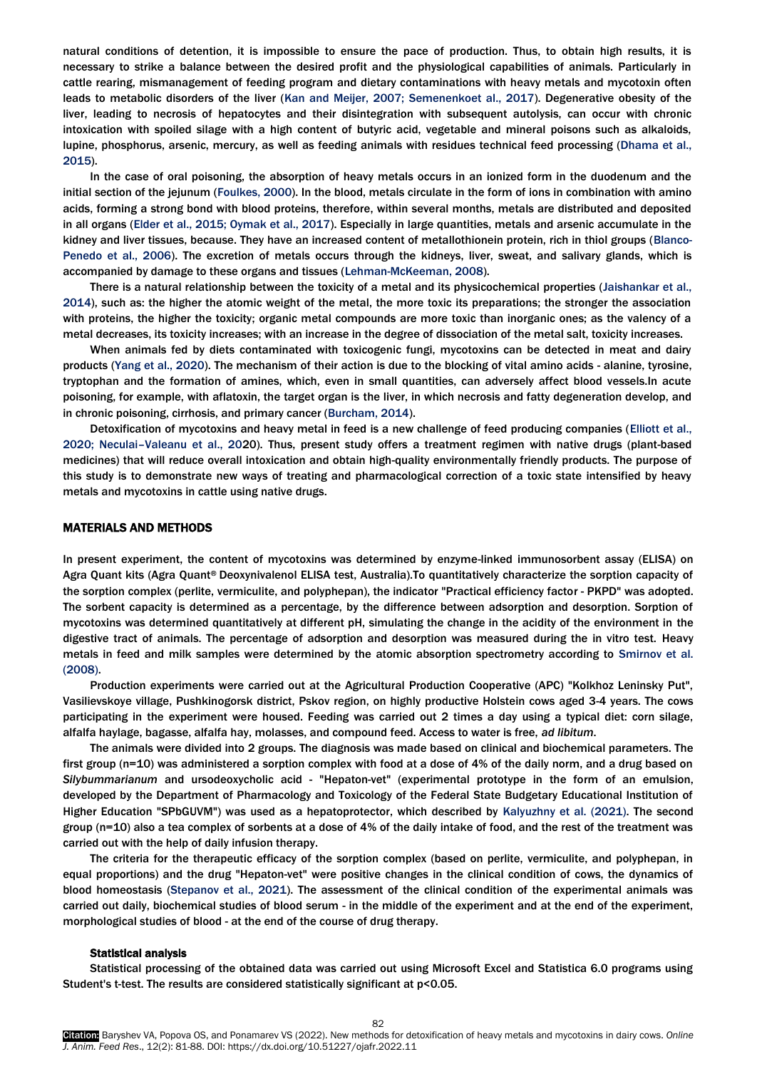natural conditions of detention, it is impossible to ensure the pace of production. Thus, to obtain high results, it is necessary to strike a balance between the desired profit and the physiological capabilities of animals. Particularly in cattle rearing, mismanagement of feeding program and dietary contaminations with heavy metals and mycotoxin often leads to metabolic disorders of the liver (Kan and Meijer, 2007; Semenenkoet al., 2017). Degenerative obesity of the liver, leading to necrosis of hepatocytes and their disintegration with subsequent autolysis, can occur with chronic intoxication with spoiled silage with a high content of butyric acid, vegetable and mineral poisons such as alkaloids, lupine, phosphorus, arsenic, mercury, as well as feeding animals with residues technical feed processing (Dhama et al., 2015).

In the case of oral poisoning, the absorption of heavy metals occurs in an ionized form in the duodenum and the initial section of the jejunum (Foulkes, 2000). In the blood, metals circulate in the form of ions in combination with amino acids, forming a strong bond with blood proteins, therefore, within several months, metals are distributed and deposited in all organs (Elder et al., 2015; Oymak et al., 2017). Especially in large quantities, metals and arsenic accumulate in the kidney and liver tissues, because. They have an increased content of metallothionein protein, rich in thiol groups (Blanco-Penedo et al., 2006). The excretion of metals occurs through the kidneys, liver, sweat, and salivary glands, which is accompanied by damage to these organs and tissues (Lehman-McKeeman, 2008).

There is a natural relationship between the toxicity of a metal and its physicochemical properties (Jaishankar et al., 2014), such as: the higher the atomic weight of the metal, the more toxic its preparations; the stronger the association with proteins, the higher the toxicity; organic metal compounds are more toxic than inorganic ones; as the valency of a metal decreases, its toxicity increases; with an increase in the degree of dissociation of the metal salt, toxicity increases.

When animals fed by diets contaminated with toxicogenic fungi, mycotoxins can be detected in meat and dairy products (Yang et al., 2020). The mechanism of their action is due to the blocking of vital amino acids - alanine, tyrosine, tryptophan and the formation of amines, which, even in small quantities, can adversely affect blood vessels.In acute poisoning, for example, with aflatoxin, the target organ is the liver, in which necrosis and fatty degeneration develop, and in chronic poisoning, cirrhosis, and primary cancer (Burcham, 2014).

Detoxification of mycotoxins and heavy metal in feed is a new challenge of feed producing companies (Elliott et al., 2020; Neculai–Valeanu et al., 2020). Thus, present study offers a treatment regimen with native drugs (plant-based medicines) that will reduce overall intoxication and obtain high-quality environmentally friendly products. The purpose of this study is to demonstrate new ways of treating and pharmacological correction of a toxic state intensified by heavy metals and mycotoxins in cattle using native drugs.

## MATERIALS AND METHODS

In present experiment, the content of mycotoxins was determined by enzyme-linked immunosorbent assay (ELISA) on Agra Quant kits (Agra Quant® Deoxynivalenol ELISA test, Australia).To quantitatively characterize the sorption capacity of the sorption complex (perlite, vermiculite, and polyphepan), the indicator "Practical efficiency factor - PKPD" was adopted. The sorbent capacity is determined as a percentage, by the difference between adsorption and desorption. Sorption of mycotoxins was determined quantitatively at different pH, simulating the change in the acidity of the environment in the digestive tract of animals. The percentage of adsorption and desorption was measured during the in vitro test. Heavy metals in feed and milk samples were determined by the atomic absorption spectrometry according to Smirnov et al. (2008).

Production experiments were carried out at the Agricultural Production Cooperative (APC) "Kolkhoz Leninsky Put", Vasilievskoye village, Pushkinogorsk district, Pskov region, on highly productive Holstein cows aged 3-4 years. The cows participating in the experiment were housed. Feeding was carried out 2 times a day using a typical diet: corn silage, alfalfa haylage, bagasse, alfalfa hay, molasses, and compound feed. Access to water is free, *ad libitum*.

The animals were divided into 2 groups. The diagnosis was made based on clinical and biochemical parameters. The first group (n=10) was administered a sorption complex with food at a dose of 4% of the daily norm, and a drug based on *Silybummarianum* and ursodeoxycholic acid - "Hepaton-vet" (experimental prototype in the form of an emulsion, developed by the Department of Pharmacology and Toxicology of the Federal State Budgetary Educational Institution of Higher Education "SPbGUVM") was used as a hepatoprotector, which described by Kalyuzhny et al. (2021). The second group (n=10) also a tea complex of sorbents at a dose of 4% of the daily intake of food, and the rest of the treatment was carried out with the help of daily infusion therapy.

The criteria for the therapeutic efficacy of the sorption complex (based on perlite, vermiculite, and polyphepan, in equal proportions) and the drug "Hepaton-vet" were positive changes in the clinical condition of cows, the dynamics of blood homeostasis (Stepanov et al., 2021). The assessment of the clinical condition of the experimental animals was carried out daily, biochemical studies of blood serum - in the middle of the experiment and at the end of the experiment, morphological studies of blood - at the end of the course of drug therapy.

### Statistical analysis

Statistical processing of the obtained data was carried out using Microsoft Excel and Statistica 6.0 programs using Student's t-test. The results are considered statistically significant at $p<0.05$.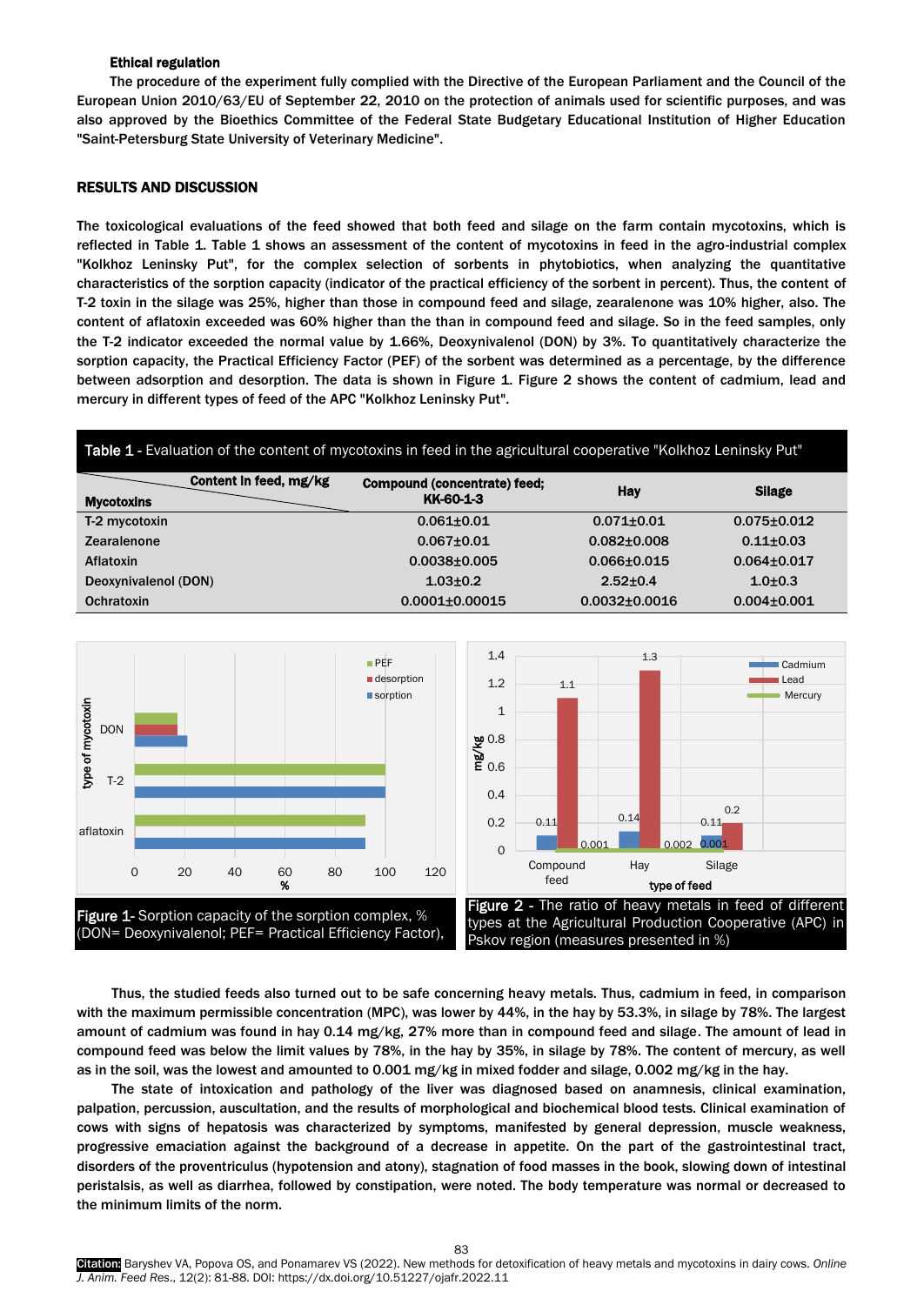### Ethical regulation

The procedure of the experiment fully complied with the Directive of the European Parliament and the Council of the European Union 2010/63/EU of September 22, 2010 on the protection of animals used for scientific purposes, and was also approved by the Bioethics Committee of the Federal State Budgetary Educational Institution of Higher Education "Saint-Petersburg State University of Veterinary Medicine".

## RESULTS AND DISCUSSION

The toxicological evaluations of the feed showed that both feed and silage on the farm contain mycotoxins, which is reflected in Table 1. Table 1 shows an assessment of the content of mycotoxins in feed in the agro-industrial complex "Kolkhoz Leninsky Put", for the complex selection of sorbents in phytobiotics, when analyzing the quantitative characteristics of the sorption capacity (indicator of the practical efficiency of the sorbent in percent). Thus, the content of T-2 toxin in the silage was 25%, higher than those in compound feed and silage, zearalenone was 10% higher, also. The content of aflatoxin exceeded was 60% higher than the than in compound feed and silage. So in the feed samples, only the T-2 indicator exceeded the normal value by 1.66%, Deoxynivalenol (DON) by 3%. To quantitatively characterize the sorption capacity, the Practical Efficiency Factor (PEF) of the sorbent was determined as a percentage, by the difference between adsorption and desorption. The data is shown in Figure 1. Figure 2 shows the content of cadmium, lead and mercury in different types of feed of the APC "Kolkhoz Leninsky Put".

**Table 1** - Evaluation of the content of mycotoxins in feed in the agricultural cooperative "Kolkhoz Leninsky Put"

| Mycotoxins / Content in feed, mg/kg | Compound (concentrate) feed; KK-60-1-3 | Hay | Silage |
|---|---|---|---|
| T-2 mycotoxin | 0.061±0.01 | 0.071±0.01 | 0.075±0.012 |
| Zearalenone | 0.067±0.01 | 0.082±0.008 | 0.11±0.03 |
| Aflatoxin | 0.0038±0.005 | 0.066±0.015 | 0.064±0.017 |
| Deoxynivalenol (DON) | 1.03±0.2 | 2.52±0.4 | 1.0±0.3 |
| Ochratoxin | 0.0001±0.00015 | 0.0032±0.0016 | 0.004±0.001 |

**Figure 1-** Sorption capacity of the sorption complex, % (DON= Deoxynivalenol; PEF= Practical Efficiency Factor),

**Figure 2** - The ratio of heavy metals in feed of different types at the Agricultural Production Cooperative (APC) in Pskov region (measures presented in %)

Thus, the studied feeds also turned out to be safe concerning heavy metals. Thus, cadmium in feed, in comparison with the maximum permissible concentration (MPC), was lower by 44%, in the hay by 53.3%, in silage by 78%. The largest amount of cadmium was found in hay 0.14 mg/kg, 27% more than in compound feed and silage. The amount of lead in compound feed was below the limit values by 78%, in the hay by 35%, in silage by 78%. The content of mercury, as well as in the soil, was the lowest and amounted to 0.001 mg/kg in mixed fodder and silage, 0.002 mg/kg in the hay.

The state of intoxication and pathology of the liver was diagnosed based on anamnesis, clinical examination, palpation, percussion, auscultation, and the results of morphological and biochemical blood tests. Clinical examination of cows with signs of hepatosis was characterized by symptoms, manifested by general depression, muscle weakness, progressive emaciation against the background of a decrease in appetite. On the part of the gastrointestinal tract, disorders of the proventriculus (hypotension and atony), stagnation of food masses in the book, slowing down of intestinal peristalsis, as well as diarrhea, followed by constipation, were noted. The body temperature was normal or decreased to the minimum limits of the norm.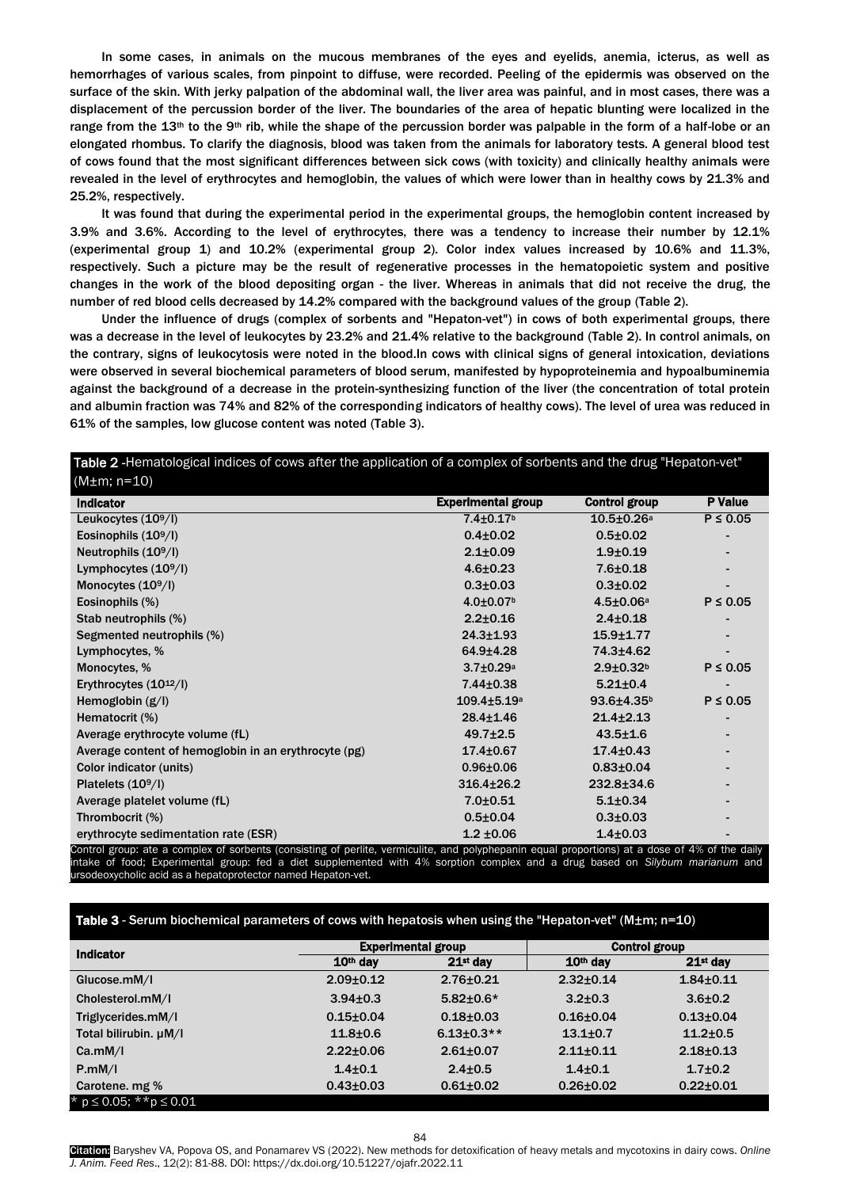In some cases, in animals on the mucous membranes of the eyes and eyelids, anemia, icterus, as well as hemorrhages of various scales, from pinpoint to diffuse, were recorded. Peeling of the epidermis was observed on the surface of the skin. With jerky palpation of the abdominal wall, the liver area was painful, and in most cases, there was a displacement of the percussion border of the liver. The boundaries of the area of hepatic blunting were localized in the range from the 13th to the 9th rib, while the shape of the percussion border was palpable in the form of a half-lobe or an elongated rhombus. To clarify the diagnosis, blood was taken from the animals for laboratory tests. A general blood test of cows found that the most significant differences between sick cows (with toxicity) and clinically healthy animals were revealed in the level of erythrocytes and hemoglobin, the values of which were lower than in healthy cows by 21.3% and 25.2%, respectively.

It was found that during the experimental period in the experimental groups, the hemoglobin content increased by 3.9% and 3.6%. According to the level of erythrocytes, there was a tendency to increase their number by 12.1% (experimental group 1) and 10.2% (experimental group 2). Color index values increased by 10.6% and 11.3%, respectively. Such a picture may be the result of regenerative processes in the hematopoietic system and positive changes in the work of the blood depositing organ - the liver. Whereas in animals that did not receive the drug, the number of red blood cells decreased by 14.2% compared with the background values of the group (Table 2).

Under the influence of drugs (complex of sorbents and "Hepaton-vet") in cows of both experimental groups, there was a decrease in the level of leukocytes by 23.2% and 21.4% relative to the background (Table 2). In control animals, on the contrary, signs of leukocytosis were noted in the blood.In cows with clinical signs of general intoxication, deviations were observed in several biochemical parameters of blood serum, manifested by hypoproteinemia and hypoalbuminemia against the background of a decrease in the protein-synthesizing function of the liver (the concentration of total protein and albumin fraction was 74% and 82% of the corresponding indicators of healthy cows). The level of urea was reduced in 61% of the samples, low glucose content was noted (Table 3).

**Table 2** - Hematological indices of cows after the application of a complex of sorbents and the drug "Hepaton-vet" (M±m; n=10)

| Indicator | Experimental group | Control group | P Value |
|---|---|---|---|
| Leukocytes ($10^9$/l) | 7.4±0.17[b] | 10.5±0.26[a] | P ≤ 0.05 |
| Eosinophils ($10^9$/l) | 0.4±0.02 | 0.5±0.02 | - |
| Neutrophils ($10^9$/l) | 2.1±0.09 | 1.9±0.19 | - |
| Lymphocytes ($10^9$/l) | 4.6±0.23 | 7.6±0.18 | - |
| Monocytes ($10^9$/l) | 0.3±0.03 | 0.3±0.02 | - |
| Eosinophils (%) | 4.0±0.07[b] | 4.5±0.06[a] | P ≤ 0.05 |
| Stab neutrophils (%) | 2.2±0.16 | 2.4±0.18 | - |
| Segmented neutrophils (%) | 24.3±1.93 | 15.9±1.77 | - |
| Lymphocytes, % | 64.9±4.28 | 74.3±4.62 | - |
| Monocytes, % | 3.7±0.29[a] | 2.9±0.32[b] | P ≤ 0.05 |
| Erythrocytes ($10^{12}$/l) | 7.44±0.38 | 5.21±0.4 | - |
| Hemoglobin (g/l) | 109.4±5.19[a] | 93.6±4.35[b] | P ≤ 0.05 |
| Hematocrit (%) | 28.4±1.46 | 21.4±2.13 | - |
| Average erythrocyte volume (fL) | 49.7±2.5 | 43.5±1.6 | - |
| Average content of hemoglobin in an erythrocyte (pg) | 17.4±0.67 | 17.4±0.43 | - |
| Color indicator (units) | 0.96±0.06 | 0.83±0.04 | - |
| Platelets ($10^9$/l) | 316.4±26.2 | 232.8±34.6 | - |
| Average platelet volume (fL) | 7.0±0.51 | 5.1±0.34 | - |
| Thrombocrit (%) | 0.5±0.04 | 0.3±0.03 | - |
| erythrocyte sedimentation rate (ESR) | 1.2 ±0.06 | 1.4±0.03 | - |

Control group: ate a complex of sorbents (consisting of perlite, vermiculite, and polyphepanin equal proportions) at a dose of 4% of the daily intake of food; Experimental group: fed a diet supplemented with 4% sorption complex and a drug based on *Silybum marianum* and ursodeoxycholic acid as a hepatoprotector named Hepaton-vet.

**Table 3** - Serum biochemical parameters of cows with hepatosis when using the "Hepaton-vet" (M±m; n=10)

| Indicator | Experimental group | | Control group | |
|---|---|---|---|---|
| | 10th day | 21st day | 10th day | 21st day |
| Glucose.mM/l | 2.09±0.12 | 2.76±0.21 | 2.32±0.14 | 1.84±0.11 |
| Cholesterol.mM/l | 3.94±0.3 | 5.82±0.6* | 3.2±0.3 | 3.6±0.2 |
| Triglycerides.mM/l | 0.15±0.04 | 0.18±0.03 | 0.16±0.04 | 0.13±0.04 |
| Total bilirubin. μM/l | 11.8±0.6 | 6.13±0.3** | 13.1±0.7 | 11.2±0.5 |
| Ca.mM/l | 2.22±0.06 | 2.61±0.07 | 2.11±0.11 | 2.18±0.13 |
| P.mM/l | 1.4±0.1 | 2.4±0.5 | 1.4±0.1 | 1.7±0.2 |
| Carotene. mg % | 0.43±0.03 | 0.61±0.02 | 0.26±0.02 | 0.22±0.01 |

* $p \leq 0.05$; ** $p \leq 0.01$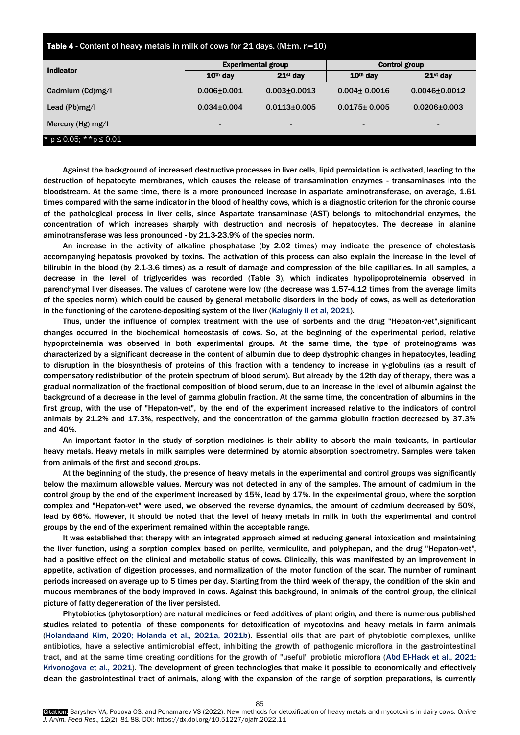**Table 4** - Content of heavy metals in milk of cows for 21 days. (M±m. n=10)

| Indicator | Experimental group | | Control group | |
|---|---|---|---|---|
| | 10th day | 21st day | 10th day | 21st day |
| Cadmium (Cd)mg/l | 0.006±0.001 | 0.003±0.0013 | 0.004± 0.0016 | 0.0046±0.0012 |
| Lead (Pb)mg/l | 0.034±0.004 | 0.0113±0.005 | 0.0175± 0.005 | 0.0206±0.003 |
| Mercury (Hg) mg/l | - | - | - | - |

\* $p \leq 0.05$; \*\* $p \leq 0.01$

Against the background of increased destructive processes in liver cells, lipid peroxidation is activated, leading to the destruction of hepatocyte membranes, which causes the release of transamination enzymes - transaminases into the bloodstream. At the same time, there is a more pronounced increase in aspartate aminotransferase, on average, 1.61 times compared with the same indicator in the blood of healthy cows, which is a diagnostic criterion for the chronic course of the pathological process in liver cells, since Aspartate transaminase (AST) belongs to mitochondrial enzymes, the concentration of which increases sharply with destruction and necrosis of hepatocytes. The decrease in alanine aminotransferase was less pronounced - by 21.3-23.9% of the species norm.

An increase in the activity of alkaline phosphatase (by 2.02 times) may indicate the presence of cholestasis accompanying hepatosis provoked by toxins. The activation of this process can also explain the increase in the level of bilirubin in the blood (by 2.1-3.6 times) as a result of damage and compression of the bile capillaries. In all samples, a decrease in the level of triglycerides was recorded (Table 3), which indicates hypolipoproteinemia observed in parenchymal liver diseases. The values of carotene were low (the decrease was 1.57-4.12 times from the average limits of the species norm), which could be caused by general metabolic disorders in the body of cows, as well as deterioration in the functioning of the carotene-depositing system of the liver (Kalugniy II et al, 2021).

Thus, under the influence of complex treatment with the use of sorbents and the drug "Hepaton-vet",significant changes occurred in the biochemical homeostasis of cows. So, at the beginning of the experimental period, relative hypoproteinemia was observed in both experimental groups. At the same time, the type of proteinograms was characterized by a significant decrease in the content of albumin due to deep dystrophic changes in hepatocytes, leading to disruption in the biosynthesis of proteins of this fraction with a tendency to increase in γ-globulins (as a result of compensatory redistribution of the protein spectrum of blood serum). But already by the 12th day of therapy, there was a gradual normalization of the fractional composition of blood serum, due to an increase in the level of albumin against the background of a decrease in the level of gamma globulin fraction. At the same time, the concentration of albumins in the first group, with the use of "Hepaton-vet", by the end of the experiment increased relative to the indicators of control animals by 21.2% and 17.3%, respectively, and the concentration of the gamma globulin fraction decreased by 37.3% and 40%.

An important factor in the study of sorption medicines is their ability to absorb the main toxicants, in particular heavy metals. Heavy metals in milk samples were determined by atomic absorption spectrometry. Samples were taken from animals of the first and second groups.

At the beginning of the study, the presence of heavy metals in the experimental and control groups was significantly below the maximum allowable values. Mercury was not detected in any of the samples. The amount of cadmium in the control group by the end of the experiment increased by 15%, lead by 17%. In the experimental group, where the sorption complex and "Hepaton-vet" were used, we observed the reverse dynamics, the amount of cadmium decreased by 50%, lead by 66%. However, it should be noted that the level of heavy metals in milk in both the experimental and control groups by the end of the experiment remained within the acceptable range.

It was established that therapy with an integrated approach aimed at reducing general intoxication and maintaining the liver function, using a sorption complex based on perlite, vermiculite, and polyphepan, and the drug "Hepaton-vet", had a positive effect on the clinical and metabolic status of cows. Clinically, this was manifested by an improvement in appetite, activation of digestion processes, and normalization of the motor function of the scar. The number of ruminant periods increased on average up to 5 times per day. Starting from the third week of therapy, the condition of the skin and mucous membranes of the body improved in cows. Against this background, in animals of the control group, the clinical picture of fatty degeneration of the liver persisted.

Phytobiotics (phytosorption) are natural medicines or feed additives of plant origin, and there is numerous published studies related to potential of these components for detoxification of mycotoxins and heavy metals in farm animals (Holandaand Kim, 2020; Holanda et al., 2021a, 2021b). Essential oils that are part of phytobiotic complexes, unlike antibiotics, have a selective antimicrobial effect, inhibiting the growth of pathogenic microflora in the gastrointestinal tract, and at the same time creating conditions for the growth of "useful" probiotic microflora (Abd El-Hack et al., 2021; Krivonogova et al., 2021). The development of green technologies that make it possible to economically and effectively clean the gastrointestinal tract of animals, along with the expansion of the range of sorption preparations, is currently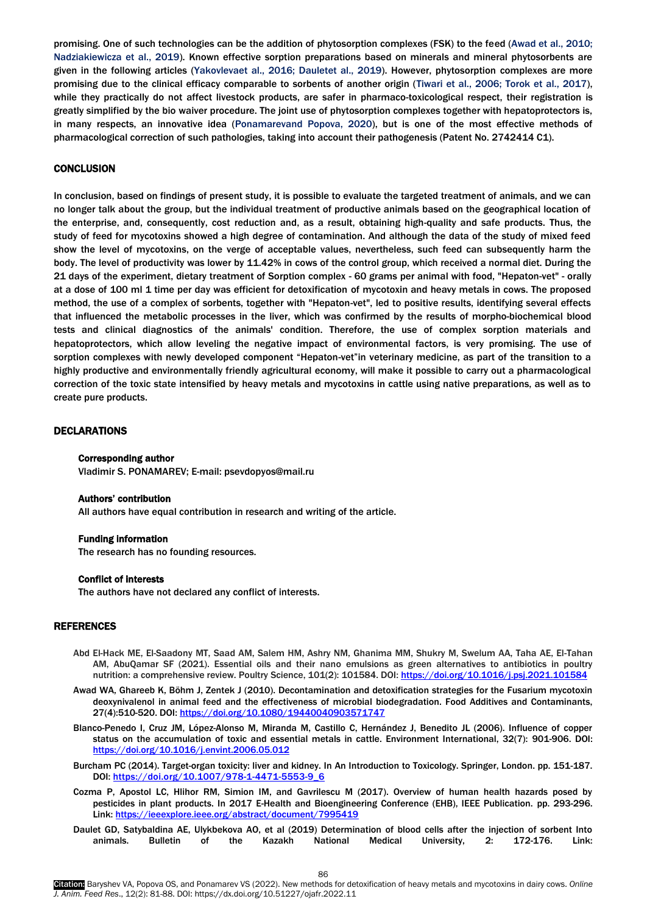promising. One of such technologies can be the addition of phytosorption complexes (FSK) to the feed (Awad et al., 2010; Nadziakiewicza et al., 2019). Known effective sorption preparations based on minerals and mineral phytosorbents are given in the following articles (Yakovlevaet al., 2016; Dauletet al., 2019). However, phytosorption complexes are more promising due to the clinical efficacy comparable to sorbents of another origin (Tiwari et al., 2006; Torok et al., 2017), while they practically do not affect livestock products, are safer in pharmaco-toxicological respect, their registration is greatly simplified by the bio waiver procedure. The joint use of phytosorption complexes together with hepatoprotectors is, in many respects, an innovative idea (Ponamarevand Popova, 2020), but is one of the most effective methods of pharmacological correction of such pathologies, taking into account their pathogenesis (Patent No. 2742414 C1).

## CONCLUSION

In conclusion, based on findings of present study, it is possible to evaluate the targeted treatment of animals, and we can no longer talk about the group, but the individual treatment of productive animals based on the geographical location of the enterprise, and, consequently, cost reduction and, as a result, obtaining high-quality and safe products. Thus, the study of feed for mycotoxins showed a high degree of contamination. And although the data of the study of mixed feed show the level of mycotoxins, on the verge of acceptable values, nevertheless, such feed can subsequently harm the body. The level of productivity was lower by 11.42% in cows of the control group, which received a normal diet. During the 21 days of the experiment, dietary treatment of Sorption complex - 60 grams per animal with food, "Hepaton-vet" - orally at a dose of 100 ml 1 time per day was efficient for detoxification of mycotoxin and heavy metals in cows. The proposed method, the use of a complex of sorbents, together with "Hepaton-vet", led to positive results, identifying several effects that influenced the metabolic processes in the liver, which was confirmed by the results of morpho-biochemical blood tests and clinical diagnostics of the animals' condition. Therefore, the use of complex sorption materials and hepatoprotectors, which allow leveling the negative impact of environmental factors, is very promising. The use of sorption complexes with newly developed component "Hepaton-vet"in veterinary medicine, as part of the transition to a highly productive and environmentally friendly agricultural economy, will make it possible to carry out a pharmacological correction of the toxic state intensified by heavy metals and mycotoxins in cattle using native preparations, as well as to create pure products.

## DECLARATIONS

### Corresponding author

Vladimir S. PONAMAREV; E-mail: psevdopyos@mail.ru

### Authors' contribution

All authors have equal contribution in research and writing of the article.

### Funding information

The research has no founding resources.

### Conflict of interests

The authors have not declared any conflict of interests.

## REFERENCES

Abd El-Hack ME, El-Saadony MT, Saad AM, Salem HM, Ashry NM, Ghanima MM, Shukry M, Swelum AA, Taha AE, El-Tahan AM, AbuQamar SF (2021). Essential oils and their nano emulsions as green alternatives to antibiotics in poultry nutrition: a comprehensive review. Poultry Science, 101(2): 101584. DOI: https://doi.org/10.1016/j.psj.2021.101584

Awad WA, Ghareeb K, Böhm J, Zentek J (2010). Decontamination and detoxification strategies for the Fusarium mycotoxin deoxynivalenol in animal feed and the effectiveness of microbial biodegradation. Food Additives and Contaminants, 27(4):510-520. DOI: https://doi.org/10.1080/19440040903571747

Blanco-Penedo I, Cruz JM, López-Alonso M, Miranda M, Castillo C, Hernández J, Benedito JL (2006). Influence of copper status on the accumulation of toxic and essential metals in cattle. Environment International, 32(7): 901-906. DOI: https://doi.org/10.1016/j.envint.2006.05.012

Burcham PC (2014). Target-organ toxicity: liver and kidney. In An Introduction to Toxicology. Springer, London. pp. 151-187. DOI: https://doi.org/10.1007/978-1-4471-5553-9_6

Cozma P, Apostol LC, Hlihor RM, Simion IM, and Gavrilescu M (2017). Overview of human health hazards posed by pesticides in plant products. In 2017 E-Health and Bioengineering Conference (EHB), IEEE Publication. pp. 293-296. Link: https://ieeexplore.ieee.org/abstract/document/7995419

Daulet GD, Satybaldina AE, Ulykbekova AO, et al (2019) Determination of blood cells after the injection of sorbent Into animals. Bulletin of the Kazakh National Medical University, 2: 172-176. Link: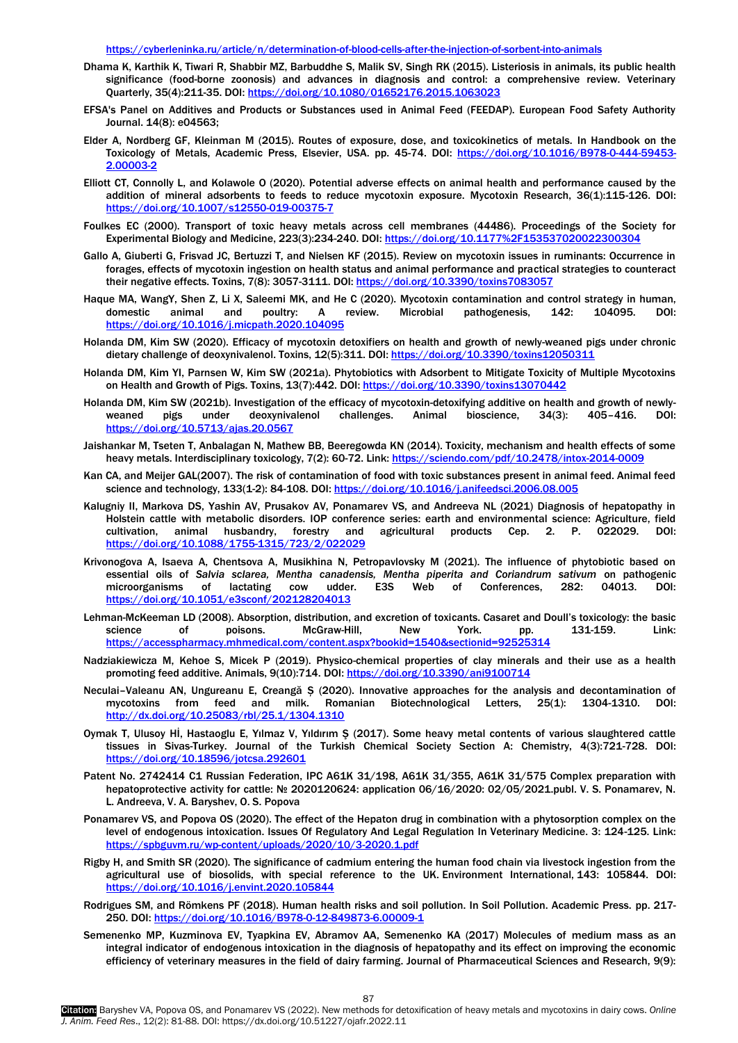https://cyberleninka.ru/article/n/determination-of-blood-cells-after-the-injection-of-sorbent-into-animals

Dhama K, Karthik K, Tiwari R, Shabbir MZ, Barbuddhe S, Malik SV, Singh RK (2015). Listeriosis in animals, its public health significance (food-borne zoonosis) and advances in diagnosis and control: a comprehensive review. Veterinary Quarterly, 35(4):211-35. DOI: https://doi.org/10.1080/01652176.2015.1063023

EFSA's Panel on Additives and Products or Substances used in Animal Feed (FEEDAP). European Food Safety Authority Journal. 14(8): e04563;

Elder A, Nordberg GF, Kleinman M (2015). Routes of exposure, dose, and toxicokinetics of metals. In Handbook on the Toxicology of Metals, Academic Press, Elsevier, USA. pp. 45-74. DOI: https://doi.org/10.1016/B978-0-444-59453-2.00003-2

Elliott CT, Connolly L, and Kolawole O (2020). Potential adverse effects on animal health and performance caused by the addition of mineral adsorbents to feeds to reduce mycotoxin exposure. Mycotoxin Research, 36(1):115-126. DOI: https://doi.org/10.1007/s12550-019-00375-7

Foulkes EC (2000). Transport of toxic heavy metals across cell membranes (44486). Proceedings of the Society for Experimental Biology and Medicine, 223(3):234-240. DOI: https://doi.org/10.1177%2F153537020022300304

Gallo A, Giuberti G, Frisvad JC, Bertuzzi T, and Nielsen KF (2015). Review on mycotoxin issues in ruminants: Occurrence in forages, effects of mycotoxin ingestion on health status and animal performance and practical strategies to counteract their negative effects. Toxins, 7(8): 3057-3111. DOI: https://doi.org/10.3390/toxins7083057

Haque MA, WangY, Shen Z, Li X, Saleemi MK, and He C (2020). Mycotoxin contamination and control strategy in human, domestic animal and poultry: A review. Microbial pathogenesis, 142: 104095. DOI: https://doi.org/10.1016/j.micpath.2020.104095

Holanda DM, Kim SW (2020). Efficacy of mycotoxin detoxifiers on health and growth of newly-weaned pigs under chronic dietary challenge of deoxynivalenol. Toxins, 12(5):311. DOI: https://doi.org/10.3390/toxins12050311

Holanda DM, Kim YI, Parnsen W, Kim SW (2021a). Phytobiotics with Adsorbent to Mitigate Toxicity of Multiple Mycotoxins on Health and Growth of Pigs. Toxins, 13(7):442. DOI: https://doi.org/10.3390/toxins13070442

Holanda DM, Kim SW (2021b). Investigation of the efficacy of mycotoxin-detoxifying additive on health and growth of newly-weaned pigs under deoxynivalenol challenges. Animal bioscience, 34(3): 405–416. DOI: https://doi.org/10.5713/ajas.20.0567

Jaishankar M, Tseten T, Anbalagan N, Mathew BB, Beeregowda KN (2014). Toxicity, mechanism and health effects of some heavy metals. Interdisciplinary toxicology, 7(2): 60-72. Link: https://sciendo.com/pdf/10.2478/intox-2014-0009

Kan CA, and Meijer GAL(2007). The risk of contamination of food with toxic substances present in animal feed. Animal feed science and technology, 133(1-2): 84-108. DOI: https://doi.org/10.1016/j.anifeedsci.2006.08.005

Kalugniy II, Markova DS, Yashin AV, Prusakov AV, Ponamarev VS, and Andreeva NL (2021) Diagnosis of hepatopathy in Holstein cattle with metabolic disorders. IOP conference series: earth and environmental science: Agriculture, field cultivation, animal husbandry, forestry and agricultural products Cep. 2. P. 022029. DOI: https://doi.org/10.1088/1755-1315/723/2/022029

Krivonogova A, Isaeva A, Chentsova A, Musikhina N, Petropavlovsky M (2021). The influence of phytobiotic based on essential oils of *Salvia sclarea, Mentha canadensis, Mentha piperita and Coriandrum sativum* on pathogenic microorganisms of lactating cow udder. E3S Web of Conferences, 282: 04013. DOI: https://doi.org/10.1051/e3sconf/202128204013

Lehman-McKeeman LD (2008). Absorption, distribution, and excretion of toxicants. Casaret and Doull's toxicology: the basic science of poisons. McGraw-Hill, New York. pp. 131-159. Link: https://accesspharmacy.mhmedical.com/content.aspx?bookid=1540&sectionid=92525314

Nadziakiewicza M, Kehoe S, Micek P (2019). Physico-chemical properties of clay minerals and their use as a health promoting feed additive. Animals, 9(10):714. DOI: https://doi.org/10.3390/ani9100714

Neculai–Valeanu AN, Ungureanu E, Creangă Ș (2020). Innovative approaches for the analysis and decontamination of mycotoxins from feed and milk. Romanian Biotechnological Letters, 25(1): 1304-1310. DOI: http://dx.doi.org/10.25083/rbl/25.1/1304.1310

Oymak T, Ulusoy Hİ, Hastaoglu E, Yılmaz V, Yıldırım Ş (2017). Some heavy metal contents of various slaughtered cattle tissues in Sivas-Turkey. Journal of the Turkish Chemical Society Section A: Chemistry, 4(3):721-728. DOI: https://doi.org/10.18596/jotcsa.292601

Patent No. 2742414 C1 Russian Federation, IPC A61K 31/198, A61K 31/355, A61K 31/575 Complex preparation with hepatoprotective activity for cattle: № 2020120624: application 06/16/2020: 02/05/2021.publ. V. S. Ponamarev, N. L. Andreeva, V. A. Baryshev, O. S. Popova

Ponamarev VS, and Popova OS (2020). The effect of the Hepaton drug in combination with a phytosorption complex on the level of endogenous intoxication. Issues Of Regulatory And Legal Regulation In Veterinary Medicine. 3: 124-125. Link: https://spbguvm.ru/wp-content/uploads/2020/10/3-2020.1.pdf

Rigby H, and Smith SR (2020). The significance of cadmium entering the human food chain via livestock ingestion from the agricultural use of biosolids, with special reference to the UK. Environment International, 143: 105844. DOI: https://doi.org/10.1016/j.envint.2020.105844

Rodrigues SM, and Römkens PF (2018). Human health risks and soil pollution. In Soil Pollution. Academic Press. pp. 217-250. DOI: https://doi.org/10.1016/B978-0-12-849873-6.00009-1

Semenenko MP, Kuzminova EV, Tyapkina EV, Abramov AA, Semenenko KA (2017) Molecules of medium mass as an integral indicator of endogenous intoxication in the diagnosis of hepatopathy and its effect on improving the economic efficiency of veterinary measures in the field of dairy farming. Journal of Pharmaceutical Sciences and Research, 9(9):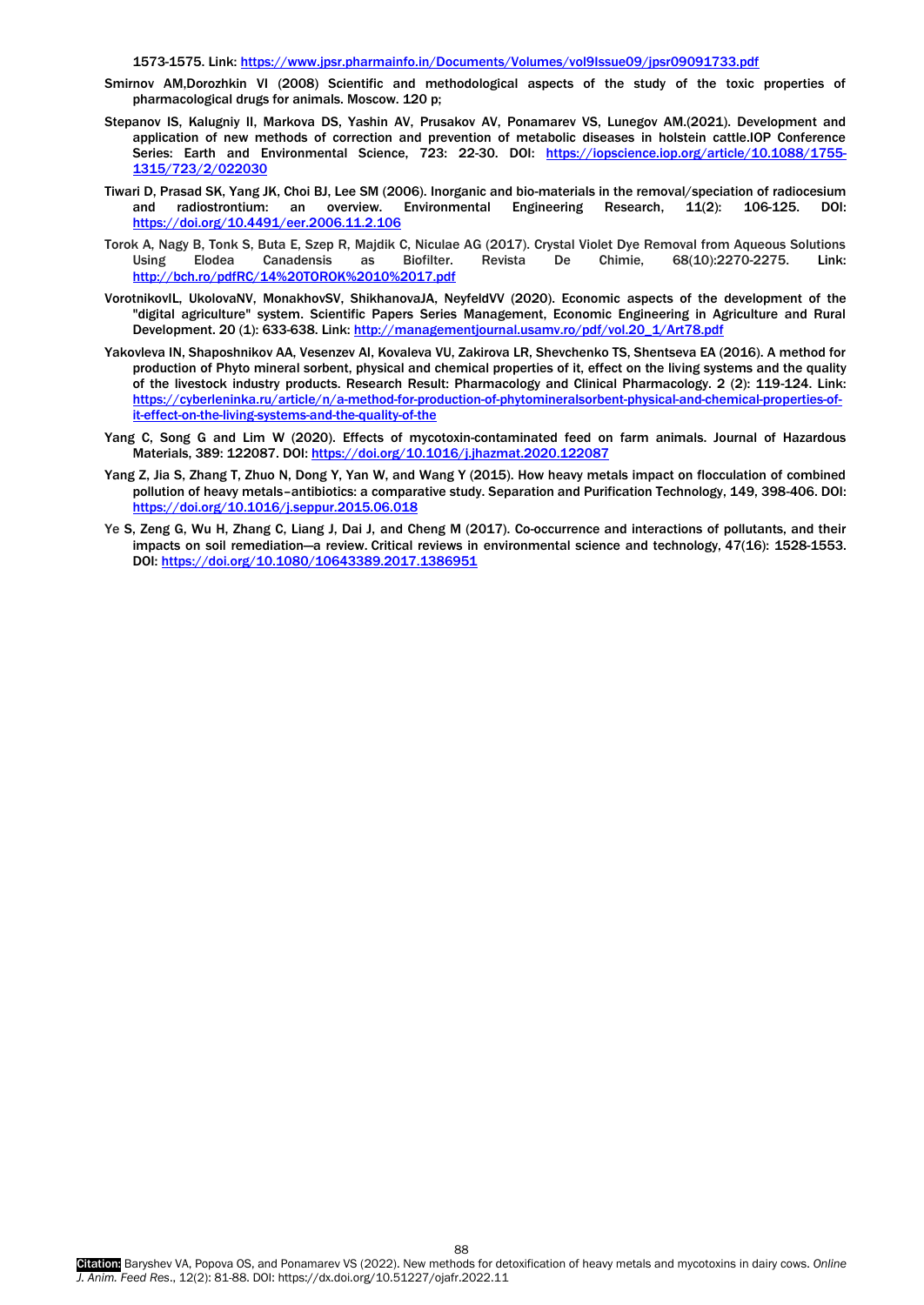1573-1575. Link: https://www.jpsr.pharmainfo.in/Documents/Volumes/vol9Issue09/jpsr09091733.pdf

Smirnov AM,Dorozhkin VI (2008) Scientific and methodological aspects of the study of the toxic properties of pharmacological drugs for animals. Moscow. 120 p;

Stepanov IS, Kalugniy II, Markova DS, Yashin AV, Prusakov AV, Ponamarev VS, Lunegov AM.(2021). Development and application of new methods of correction and prevention of metabolic diseases in holstein cattle.IOP Conference Series: Earth and Environmental Science, 723: 22-30. DOI: https://iopscience.iop.org/article/10.1088/1755-1315/723/2/022030

Tiwari D, Prasad SK, Yang JK, Choi BJ, Lee SM (2006). Inorganic and bio-materials in the removal/speciation of radiocesium and radiostrontium: an overview. Environmental Engineering Research, 11(2): 106-125. DOI: https://doi.org/10.4491/eer.2006.11.2.106

Torok A, Nagy B, Tonk S, Buta E, Szep R, Majdik C, Niculae AG (2017). Crystal Violet Dye Removal from Aqueous Solutions Using Elodea Canadensis as Biofilter. Revista De Chimie, 68(10):2270-2275. Link: http://bch.ro/pdfRC/14%20TOROK%2010%2017.pdf

VorotnikovIL, UkolovaNV, MonakhovSV, ShikhanovaJA, NeyfeldVV (2020). Economic aspects of the development of the "digital agriculture" system. Scientific Papers Series Management, Economic Engineering in Agriculture and Rural Development. 20 (1): 633-638. Link: http://managementjournal.usamv.ro/pdf/vol.20_1/Art78.pdf

Yakovleva IN, Shaposhnikov AA, Vesenzev AI, Kovaleva VU, Zakirova LR, Shevchenko TS, Shentseva EA (2016). A method for production of Phyto mineral sorbent, physical and chemical properties of it, effect on the living systems and the quality of the livestock industry products. Research Result: Pharmacology and Clinical Pharmacology. 2 (2): 119-124. Link: https://cyberleninka.ru/article/n/a-method-for-production-of-phytomineralsorbent-physical-and-chemical-properties-of-it-effect-on-the-living-systems-and-the-quality-of-the

Yang C, Song G and Lim W (2020). Effects of mycotoxin-contaminated feed on farm animals. Journal of Hazardous Materials, 389: 122087. DOI: https://doi.org/10.1016/j.jhazmat.2020.122087

Yang Z, Jia S, Zhang T, Zhuo N, Dong Y, Yan W, and Wang Y (2015). How heavy metals impact on flocculation of combined pollution of heavy metals–antibiotics: a comparative study. Separation and Purification Technology, 149, 398-406. DOI: https://doi.org/10.1016/j.seppur.2015.06.018

Ye S, Zeng G, Wu H, Zhang C, Liang J, Dai J, and Cheng M (2017). Co-occurrence and interactions of pollutants, and their impacts on soil remediation—a review. Critical reviews in environmental science and technology, 47(16): 1528-1553. DOI: https://doi.org/10.1080/10643389.2017.1386951